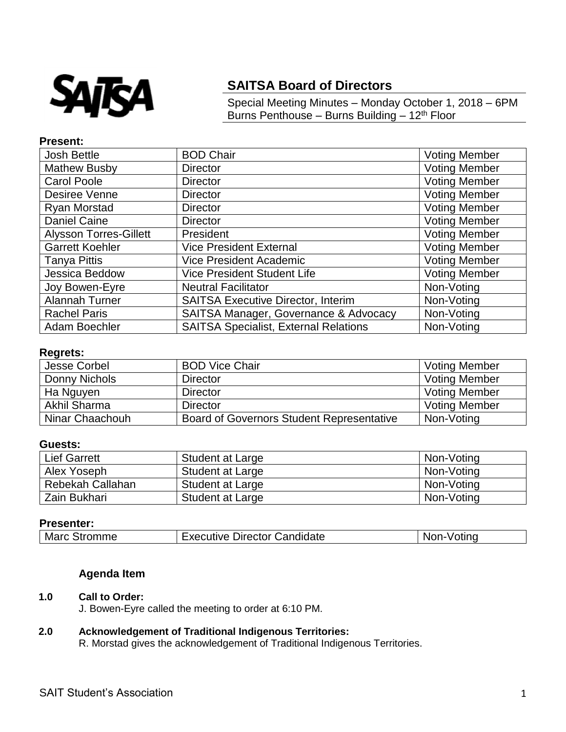SAITSA

## SAITSA Board of Directors

Special Meeting Minutes – Monday October 1, 2018 – 6PM
Burns Penthouse – Burns Building – 12th Floor

**Present:**

| | | |
|---|---|---|
| Josh Bettle | BOD Chair | Voting Member |
| Mathew Busby | Director | Voting Member |
| Carol Poole | Director | Voting Member |
| Desiree Venne | Director | Voting Member |
| Ryan Morstad | Director | Voting Member |
| Daniel Caine | Director | Voting Member |
| Alysson Torres-Gillett | President | Voting Member |
| Garrett Koehler | Vice President External | Voting Member |
| Tanya Pittis | Vice President Academic | Voting Member |
| Jessica Beddow | Vice President Student Life | Voting Member |
| Joy Bowen-Eyre | Neutral Facilitator | Non-Voting |
| Alannah Turner | SAITSA Executive Director, Interim | Non-Voting |
| Rachel Paris | SAITSA Manager, Governance & Advocacy | Non-Voting |
| Adam Boechler | SAITSA Specialist, External Relations | Non-Voting |

**Regrets:**

| | | |
|---|---|---|
| Jesse Corbel | BOD Vice Chair | Voting Member |
| Donny Nichols | Director | Voting Member |
| Ha Nguyen | Director | Voting Member |
| Akhil Sharma | Director | Voting Member |
| Ninar Chaachouh | Board of Governors Student Representative | Non-Voting |

**Guests:**

| | | |
|---|---|---|
| Lief Garrett | Student at Large | Non-Voting |
| Alex Yoseph | Student at Large | Non-Voting |
| Rebekah Callahan | Student at Large | Non-Voting |
| Zain Bukhari | Student at Large | Non-Voting |

**Presenter:**

| | | |
|---|---|---|
| Marc Stromme | Executive Director Candidate | Non-Voting |

**Agenda Item**

**1.0 Call to Order:**
J. Bowen-Eyre called the meeting to order at 6:10 PM.

**2.0 Acknowledgement of Traditional Indigenous Territories:**
R. Morstad gives the acknowledgement of Traditional Indigenous Territories.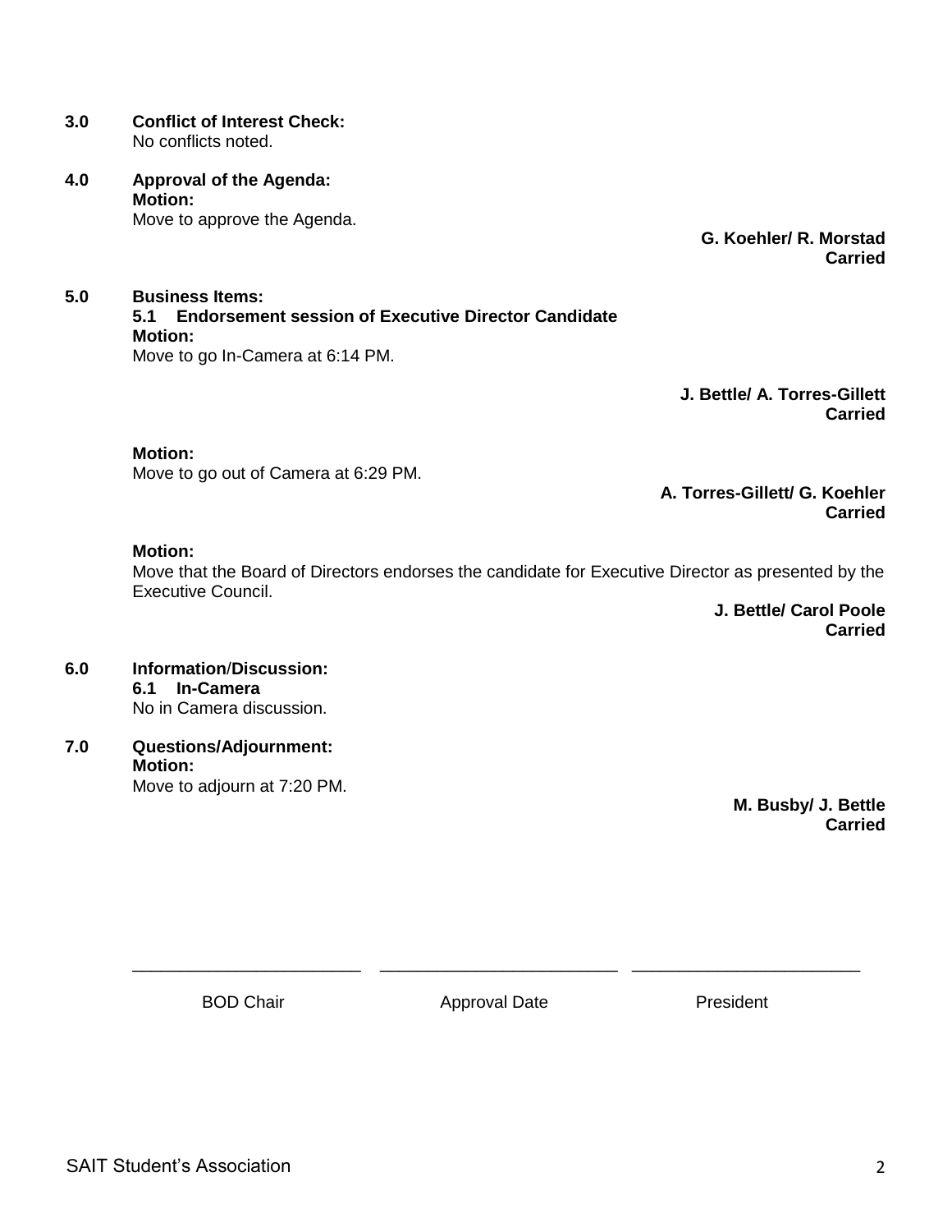**3.0 Conflict of Interest Check:**
No conflicts noted.

**4.0 Approval of the Agenda:**
**Motion:**
Move to approve the Agenda.

**G. Koehler/ R. Morstad**
**Carried**

**5.0 Business Items:**
**5.1 Endorsement session of Executive Director Candidate**
**Motion:**
Move to go In-Camera at 6:14 PM.

**J. Bettle/ A. Torres-Gillett**
**Carried**

**Motion:**
Move to go out of Camera at 6:29 PM.

**A. Torres-Gillett/ G. Koehler**
**Carried**

**Motion:**
Move that the Board of Directors endorses the candidate for Executive Director as presented by the Executive Council.

**J. Bettle/ Carol Poole**
**Carried**

**6.0 Information/Discussion:**
**6.1 In-Camera**
No in Camera discussion.

**7.0 Questions/Adjournment:**
**Motion:**
Move to adjourn at 7:20 PM.

**M. Busby/ J. Bettle**
**Carried**

| | | |
|---|---|---|
| ______________________ | ______________________ | ______________________ |
| BOD Chair | Approval Date | President |

SAIT Student's Association